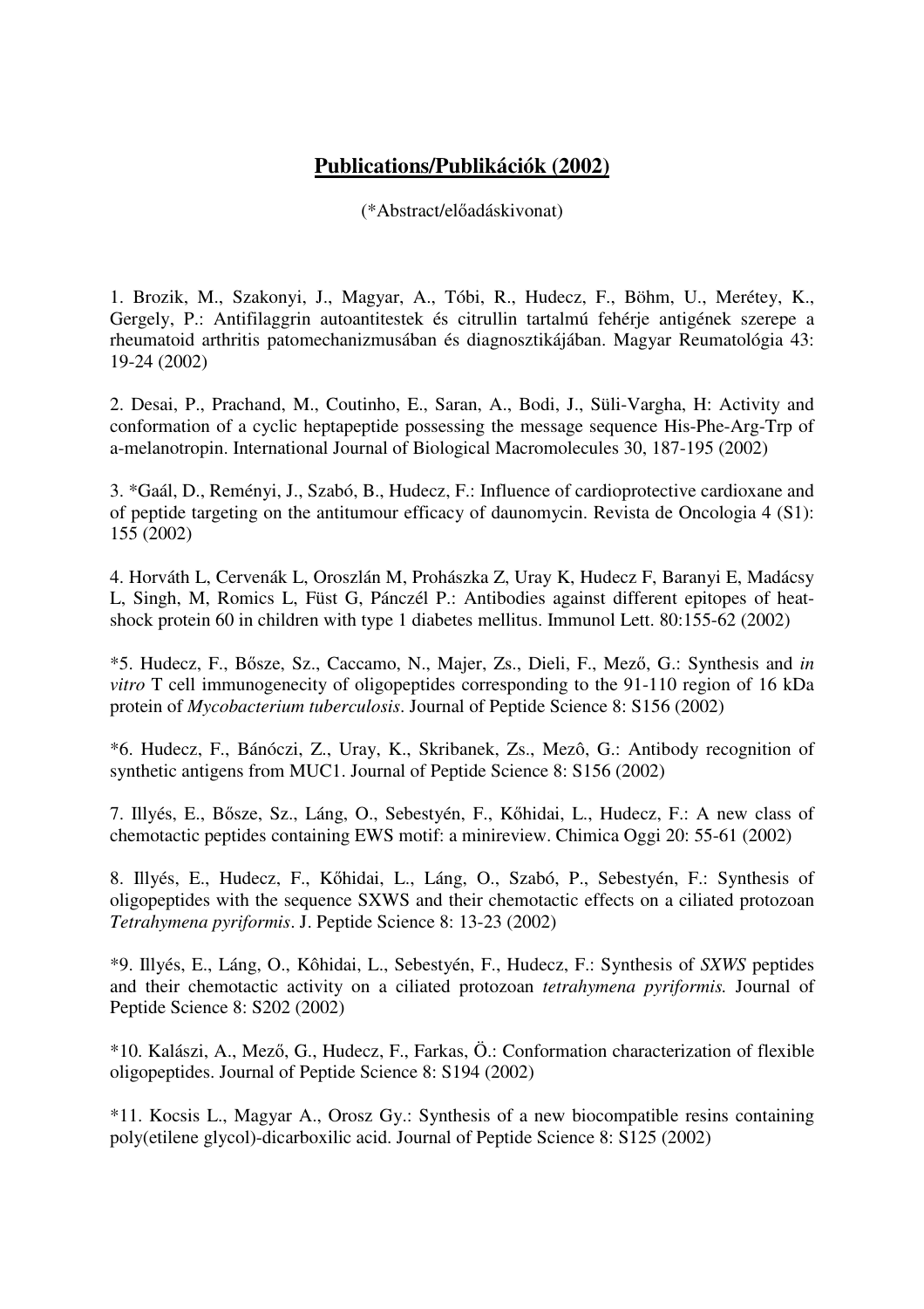# **Publications/Publikációk (2002)**

(*Abstract/előadáskivonat)

1. Brozik, M., Szakonyi, J., Magyar, A., Tóbi, R., Hudecz, F., Böhm, U., Merétey, K., Gergely, P.: Antifilaggrin autoantitestek és citrullin tartalmú fehérje antigének szerepe a rheumatoid arthritis patomechanizmusában és diagnosztikájában. Magyar Reumatológia 43: 19-24 (2002)

2. Desai, P., Prachand, M., Coutinho, E., Saran, A., Bodi, J., Süli-Vargha, H: Activity and conformation of a cyclic heptapeptide possessing the message sequence His-Phe-Arg-Trp of a-melanotropin. International Journal of Biological Macromolecules 30, 187-195 (2002)

3. *Gaál, D., Reményi, J., Szabó, B., Hudecz, F.: Influence of cardioprotective cardioxane and of peptide targeting on the antitumour efficacy of daunomycin. Revista de Oncologia 4 (S1): 155 (2002)

4. Horváth L, Cervenák L, Oroszlán M, Prohászka Z, Uray K, Hudecz F, Baranyi E, Madácsy L, Singh, M, Romics L, Füst G, Pánczél P.: Antibodies against different epitopes of heat-shock protein 60 in children with type 1 diabetes mellitus. Immunol Lett. 80:155-62 (2002)

*5. Hudecz, F., Bősze, Sz., Caccamo, N., Majer, Zs., Dieli, F., Mező, G.: Synthesis and *in vitro* T cell immunogenecity of oligopeptides corresponding to the 91-110 region of 16 kDa protein of *Mycobacterium tuberculosis*. Journal of Peptide Science 8: S156 (2002)

*6. Hudecz, F., Bánóczi, Z., Uray, K., Skribanek, Zs., Mezô, G.: Antibody recognition of synthetic antigens from MUC1. Journal of Peptide Science 8: S156 (2002)

7. Illyés, E., Bősze, Sz., Láng, O., Sebestyén, F., Kőhidai, L., Hudecz, F.: A new class of chemotactic peptides containing EWS motif: a minireview. Chimica Oggi 20: 55-61 (2002)

8. Illyés, E., Hudecz, F., Kőhidai, L., Láng, O., Szabó, P., Sebestyén, F.: Synthesis of oligopeptides with the sequence SXWS and their chemotactic effects on a ciliated protozoan *Tetrahymena pyriformis*. J. Peptide Science 8: 13-23 (2002)

*9. Illyés, E., Láng, O., Kôhidai, L., Sebestyén, F., Hudecz, F.: Synthesis of *SXWS* peptides and their chemotactic activity on a ciliated protozoan *tetrahymena pyriformis.* Journal of Peptide Science 8: S202 (2002)

*10. Kalászi, A., Mező, G., Hudecz, F., Farkas, Ö.: Conformation characterization of flexible oligopeptides. Journal of Peptide Science 8: S194 (2002)

*11. Kocsis L., Magyar A., Orosz Gy.: Synthesis of a new biocompatible resins containing poly(etilene glycol)-dicarboxilic acid. Journal of Peptide Science 8: S125 (2002)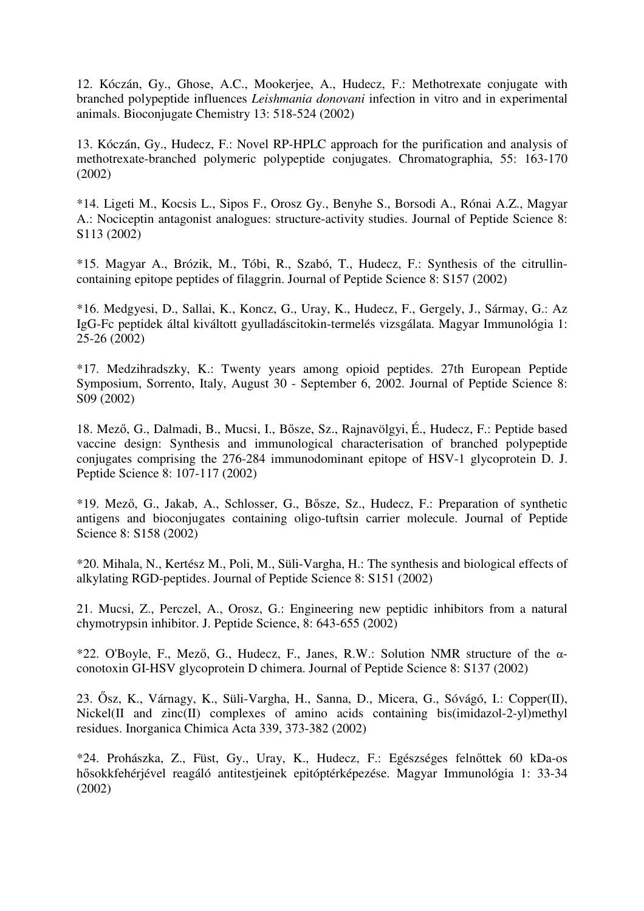12. Kóczán, Gy., Ghose, A.C., Mookerjee, A., Hudecz, F.: Methotrexate conjugate with branched polypeptide influences *Leishmania donovani* infection in vitro and in experimental animals. Bioconjugate Chemistry 13: 518-524 (2002)

13. Kóczán, Gy., Hudecz, F.: Novel RP-HPLC approach for the purification and analysis of methotrexate-branched polymeric polypeptide conjugates. Chromatographia, 55: 163-170 (2002)

*14. Ligeti M., Kocsis L., Sipos F., Orosz Gy., Benyhe S., Borsodi A., Rónai A.Z., Magyar A.: Nociceptin antagonist analogues: structure-activity studies. Journal of Peptide Science 8: S113 (2002)

*15. Magyar A., Brózik, M., Tóbi, R., Szabó, T., Hudecz, F.: Synthesis of the citrullin-containing epitope peptides of filaggrin. Journal of Peptide Science 8: S157 (2002)

*16. Medgyesi, D., Sallai, K., Koncz, G., Uray, K., Hudecz, F., Gergely, J., Sármay, G.: Az IgG-Fc peptidek által kiváltott gyulladáscitokin-termelés vizsgálata. Magyar Immunológia 1: 25-26 (2002)

*17. Medzihradszky, K.: Twenty years among opioid peptides. 27th European Peptide Symposium, Sorrento, Italy, August 30 - September 6, 2002. Journal of Peptide Science 8: S09 (2002)

18. Mező, G., Dalmadi, B., Mucsi, I., Bősze, Sz., Rajnavölgyi, É., Hudecz, F.: Peptide based vaccine design: Synthesis and immunological characterisation of branched polypeptide conjugates comprising the 276-284 immunodominant epitope of HSV-1 glycoprotein D. J. Peptide Science 8: 107-117 (2002)

*19. Mező, G., Jakab, A., Schlosser, G., Bősze, Sz., Hudecz, F.: Preparation of synthetic antigens and bioconjugates containing oligo-tuftsin carrier molecule. Journal of Peptide Science 8: S158 (2002)

*20. Mihala, N., Kertész M., Poli, M., Süli-Vargha, H.: The synthesis and biological effects of alkylating RGD-peptides. Journal of Peptide Science 8: S151 (2002)

21. Mucsi, Z., Perczel, A., Orosz, G.: Engineering new peptidic inhibitors from a natural chymotrypsin inhibitor. J. Peptide Science, 8: 643-655 (2002)

*22. O'Boyle, F., Mező, G., Hudecz, F., Janes, R.W.: Solution NMR structure of the $\alpha$-conotoxin GI-HSV glycoprotein D chimera. Journal of Peptide Science 8: S137 (2002)

23. Ősz, K., Várnagy, K., Süli-Vargha, H., Sanna, D., Micera, G., Sóvágó, I.: Copper(II), Nickel(II and zinc(II) complexes of amino acids containing bis(imidazol-2-yl)methyl residues. Inorganica Chimica Acta 339, 373-382 (2002)

*24. Prohászka, Z., Füst, Gy., Uray, K., Hudecz, F.: Egészséges felnőttek 60 kDa-os hősokkfehérjével reagáló antitestjeinek epitóptérképezése. Magyar Immunológia 1: 33-34 (2002)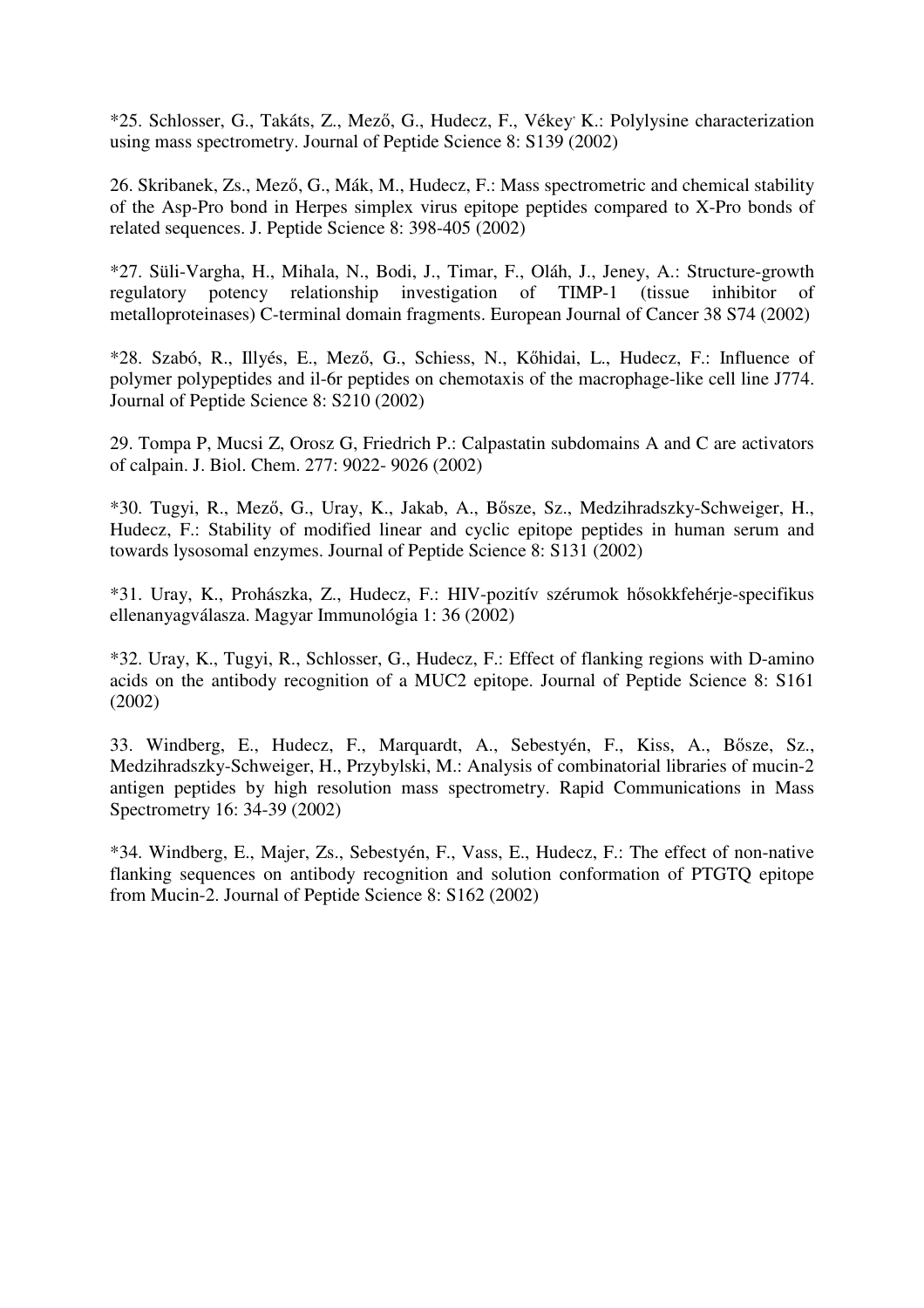*25. Schlosser, G., Takáts, Z., Mező, G., Hudecz, F., Vékey, K.: Polylysine characterization using mass spectrometry. Journal of Peptide Science 8: S139 (2002)

26. Skribanek, Zs., Mező, G., Mák, M., Hudecz, F.: Mass spectrometric and chemical stability of the Asp-Pro bond in Herpes simplex virus epitope peptides compared to X-Pro bonds of related sequences. J. Peptide Science 8: 398-405 (2002)

*27. Süli-Vargha, H., Mihala, N., Bodi, J., Timar, F., Oláh, J., Jeney, A.: Structure-growth regulatory potency relationship investigation of TIMP-1 (tissue inhibitor of metalloproteinases) C-terminal domain fragments. European Journal of Cancer 38 S74 (2002)

*28. Szabó, R., Illyés, E., Mező, G., Schiess, N., Kőhidai, L., Hudecz, F.: Influence of polymer polypeptides and il-6r peptides on chemotaxis of the macrophage-like cell line J774. Journal of Peptide Science 8: S210 (2002)

29. Tompa P, Mucsi Z, Orosz G, Friedrich P.: Calpastatin subdomains A and C are activators of calpain. J. Biol. Chem. 277: 9022- 9026 (2002)

*30. Tugyi, R., Mező, G., Uray, K., Jakab, A., Bősze, Sz., Medzihradszky-Schweiger, H., Hudecz, F.: Stability of modified linear and cyclic epitope peptides in human serum and towards lysosomal enzymes. Journal of Peptide Science 8: S131 (2002)

*31. Uray, K., Prohászka, Z., Hudecz, F.: HIV-pozitív szérumok hősokkfehérje-specifikus ellenanyagválasza. Magyar Immunológia 1: 36 (2002)

*32. Uray, K., Tugyi, R., Schlosser, G., Hudecz, F.: Effect of flanking regions with D-amino acids on the antibody recognition of a MUC2 epitope. Journal of Peptide Science 8: S161 (2002)

33. Windberg, E., Hudecz, F., Marquardt, A., Sebestyén, F., Kiss, A., Bősze, Sz., Medzihradszky-Schweiger, H., Przybylski, M.: Analysis of combinatorial libraries of mucin-2 antigen peptides by high resolution mass spectrometry. Rapid Communications in Mass Spectrometry 16: 34-39 (2002)

*34. Windberg, E., Majer, Zs., Sebestyén, F., Vass, E., Hudecz, F.: The effect of non-native flanking sequences on antibody recognition and solution conformation of PTGTQ epitope from Mucin-2. Journal of Peptide Science 8: S162 (2002)